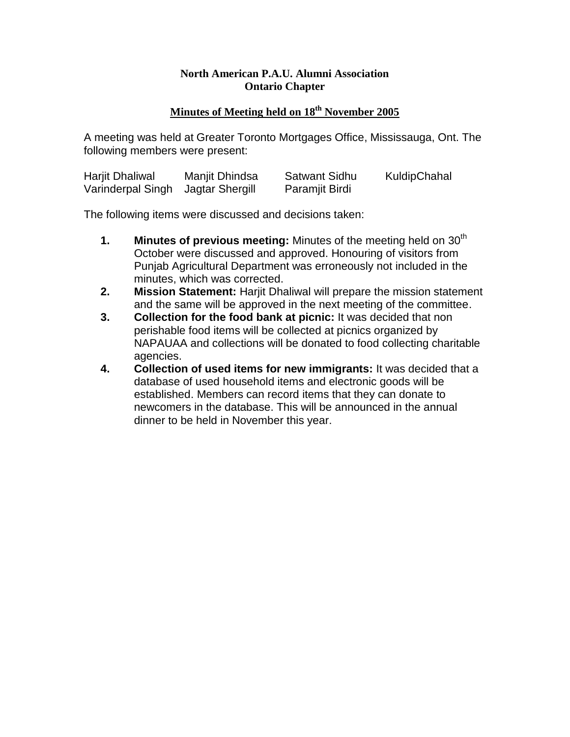**North American P.A.U. Alumni Association**
**Ontario Chapter**

**<u>Minutes of Meeting held on 18th November 2005</u>**

A meeting was held at Greater Toronto Mortgages Office, Mississauga, Ont. The following members were present:

| | | | |
|---|---|---|---|
| Harjit Dhaliwal | Manjit Dhindsa | Satwant Sidhu | KuldipChahal |
| Varinderpal Singh | Jagtar Shergill | Paramjit Birdi | |

The following items were discussed and decisions taken:

1. **Minutes of previous meeting:** Minutes of the meeting held on 30th October were discussed and approved. Honouring of visitors from Punjab Agricultural Department was erroneously not included in the minutes, which was corrected.
2. **Mission Statement:** Harjit Dhaliwal will prepare the mission statement and the same will be approved in the next meeting of the committee.
3. **Collection for the food bank at picnic:** It was decided that non perishable food items will be collected at picnics organized by NAPAUAA and collections will be donated to food collecting charitable agencies.
4. **Collection of used items for new immigrants:** It was decided that a database of used household items and electronic goods will be established. Members can record items that they can donate to newcomers in the database. This will be announced in the annual dinner to be held in November this year.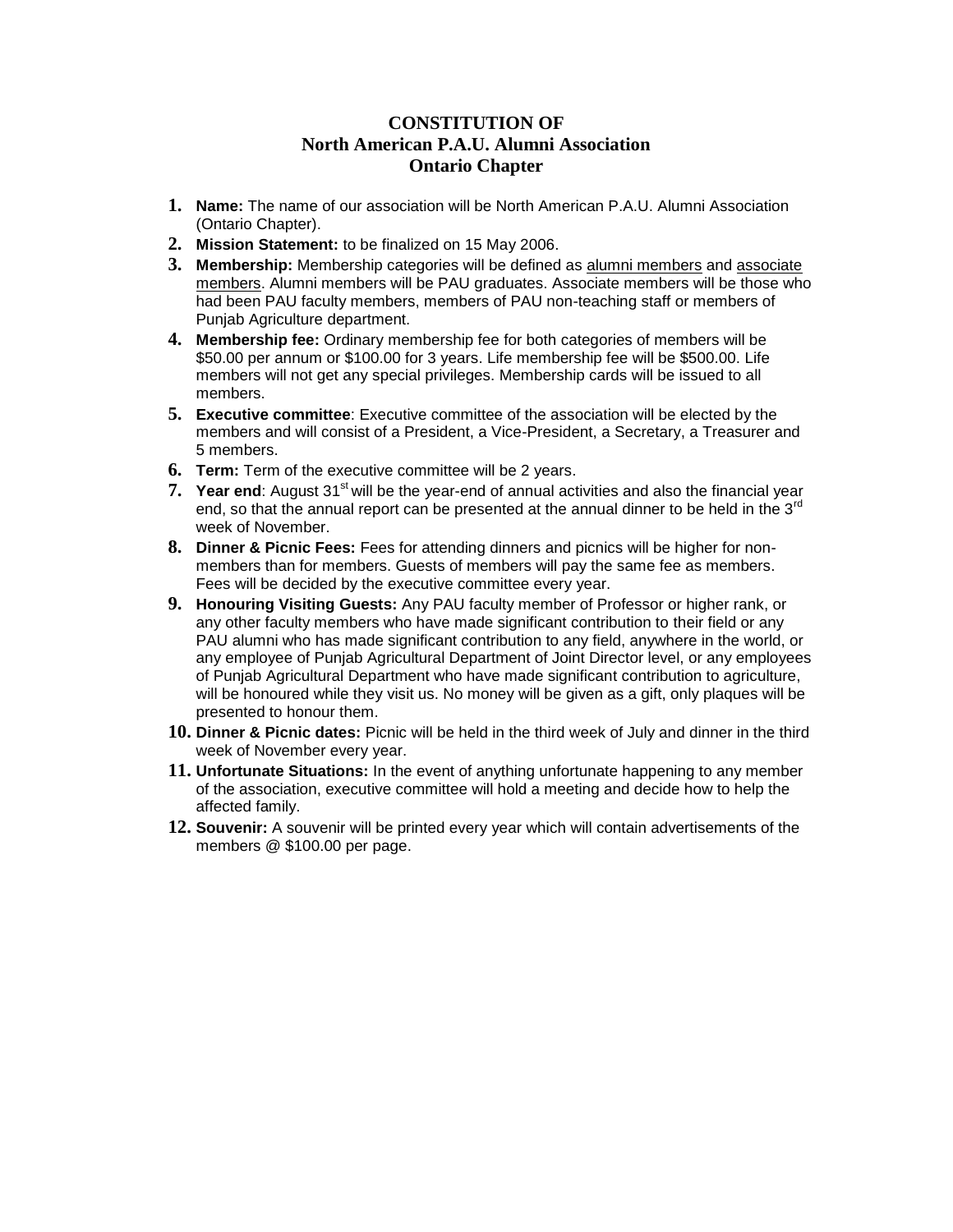# CONSTITUTION OF
# North American P.A.U. Alumni Association
# Ontario Chapter

1. **Name:** The name of our association will be North American P.A.U. Alumni Association (Ontario Chapter).
2. **Mission Statement:** to be finalized on 15 May 2006.
3. **Membership:** Membership categories will be defined as alumni members and associate members. Alumni members will be PAU graduates. Associate members will be those who had been PAU faculty members, members of PAU non-teaching staff or members of Punjab Agriculture department.
4. **Membership fee:** Ordinary membership fee for both categories of members will be $50.00 per annum or $100.00 for 3 years. Life membership fee will be $500.00. Life members will not get any special privileges. Membership cards will be issued to all members.
5. **Executive committee**: Executive committee of the association will be elected by the members and will consist of a President, a Vice-President, a Secretary, a Treasurer and 5 members.
6. **Term:** Term of the executive committee will be 2 years.
7. **Year end**: August 31st will be the year-end of annual activities and also the financial year end, so that the annual report can be presented at the annual dinner to be held in the 3rd week of November.
8. **Dinner & Picnic Fees:** Fees for attending dinners and picnics will be higher for non-members than for members. Guests of members will pay the same fee as members. Fees will be decided by the executive committee every year.
9. **Honouring Visiting Guests:** Any PAU faculty member of Professor or higher rank, or any other faculty members who have made significant contribution to their field or any PAU alumni who has made significant contribution to any field, anywhere in the world, or any employee of Punjab Agricultural Department of Joint Director level, or any employees of Punjab Agricultural Department who have made significant contribution to agriculture, will be honoured while they visit us. No money will be given as a gift, only plaques will be presented to honour them.
10. **Dinner & Picnic dates:** Picnic will be held in the third week of July and dinner in the third week of November every year.
11. **Unfortunate Situations:** In the event of anything unfortunate happening to any member of the association, executive committee will hold a meeting and decide how to help the affected family.
12. **Souvenir:** A souvenir will be printed every year which will contain advertisements of the members @ $100.00 per page.